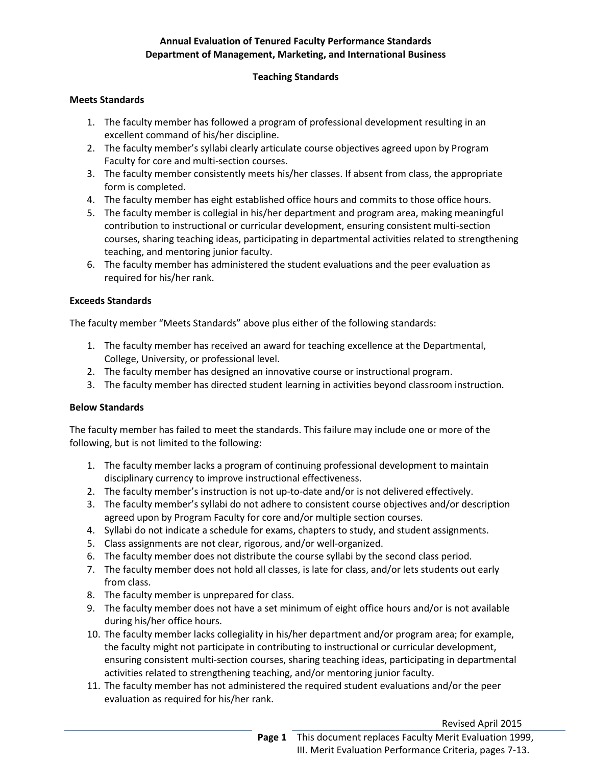**Annual Evaluation of Tenured Faculty Performance Standards**
**Department of Management, Marketing, and International Business**

**Teaching Standards**

**Meets Standards**

1. The faculty member has followed a program of professional development resulting in an excellent command of his/her discipline.
2. The faculty member's syllabi clearly articulate course objectives agreed upon by Program Faculty for core and multi-section courses.
3. The faculty member consistently meets his/her classes. If absent from class, the appropriate form is completed.
4. The faculty member has eight established office hours and commits to those office hours.
5. The faculty member is collegial in his/her department and program area, making meaningful contribution to instructional or curricular development, ensuring consistent multi-section courses, sharing teaching ideas, participating in departmental activities related to strengthening teaching, and mentoring junior faculty.
6. The faculty member has administered the student evaluations and the peer evaluation as required for his/her rank.

**Exceeds Standards**

The faculty member "Meets Standards" above plus either of the following standards:

1. The faculty member has received an award for teaching excellence at the Departmental, College, University, or professional level.
2. The faculty member has designed an innovative course or instructional program.
3. The faculty member has directed student learning in activities beyond classroom instruction.

**Below Standards**

The faculty member has failed to meet the standards. This failure may include one or more of the following, but is not limited to the following:

1. The faculty member lacks a program of continuing professional development to maintain disciplinary currency to improve instructional effectiveness.
2. The faculty member's instruction is not up-to-date and/or is not delivered effectively.
3. The faculty member's syllabi do not adhere to consistent course objectives and/or description agreed upon by Program Faculty for core and/or multiple section courses.
4. Syllabi do not indicate a schedule for exams, chapters to study, and student assignments.
5. Class assignments are not clear, rigorous, and/or well-organized.
6. The faculty member does not distribute the course syllabi by the second class period.
7. The faculty member does not hold all classes, is late for class, and/or lets students out early from class.
8. The faculty member is unprepared for class.
9. The faculty member does not have a set minimum of eight office hours and/or is not available during his/her office hours.
10. The faculty member lacks collegiality in his/her department and/or program area; for example, the faculty might not participate in contributing to instructional or curricular development, ensuring consistent multi-section courses, sharing teaching ideas, participating in departmental activities related to strengthening teaching, and/or mentoring junior faculty.
11. The faculty member has not administered the required student evaluations and/or the peer evaluation as required for his/her rank.

Revised April 2015

This document replaces Faculty Merit Evaluation 1999, III. Merit Evaluation Performance Criteria, pages 7-13.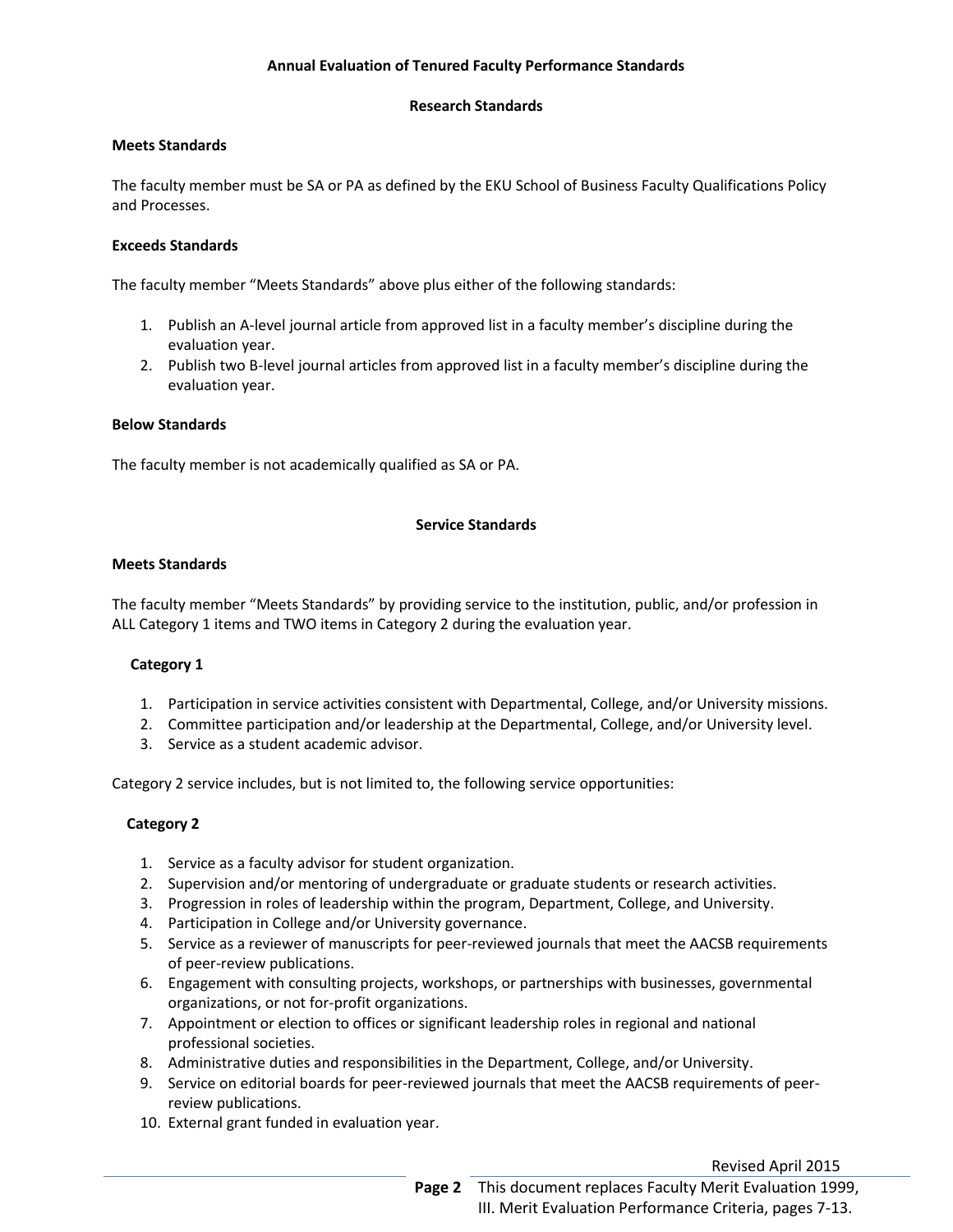## Annual Evaluation of Tenured Faculty Performance Standards

### Research Standards

**Meets Standards**

The faculty member must be SA or PA as defined by the EKU School of Business Faculty Qualifications Policy and Processes.

**Exceeds Standards**

The faculty member "Meets Standards" above plus either of the following standards:

1. Publish an A-level journal article from approved list in a faculty member's discipline during the evaluation year.
2. Publish two B-level journal articles from approved list in a faculty member's discipline during the evaluation year.

**Below Standards**

The faculty member is not academically qualified as SA or PA.

### Service Standards

**Meets Standards**

The faculty member "Meets Standards" by providing service to the institution, public, and/or profession in ALL Category 1 items and TWO items in Category 2 during the evaluation year.

**Category 1**

1. Participation in service activities consistent with Departmental, College, and/or University missions.
2. Committee participation and/or leadership at the Departmental, College, and/or University level.
3. Service as a student academic advisor.

Category 2 service includes, but is not limited to, the following service opportunities:

**Category 2**

1. Service as a faculty advisor for student organization.
2. Supervision and/or mentoring of undergraduate or graduate students or research activities.
3. Progression in roles of leadership within the program, Department, College, and University.
4. Participation in College and/or University governance.
5. Service as a reviewer of manuscripts for peer-reviewed journals that meet the AACSB requirements of peer-review publications.
6. Engagement with consulting projects, workshops, or partnerships with businesses, governmental organizations, or not for-profit organizations.
7. Appointment or election to offices or significant leadership roles in regional and national professional societies.
8. Administrative duties and responsibilities in the Department, College, and/or University.
9. Service on editorial boards for peer-reviewed journals that meet the AACSB requirements of peer-review publications.
10. External grant funded in evaluation year.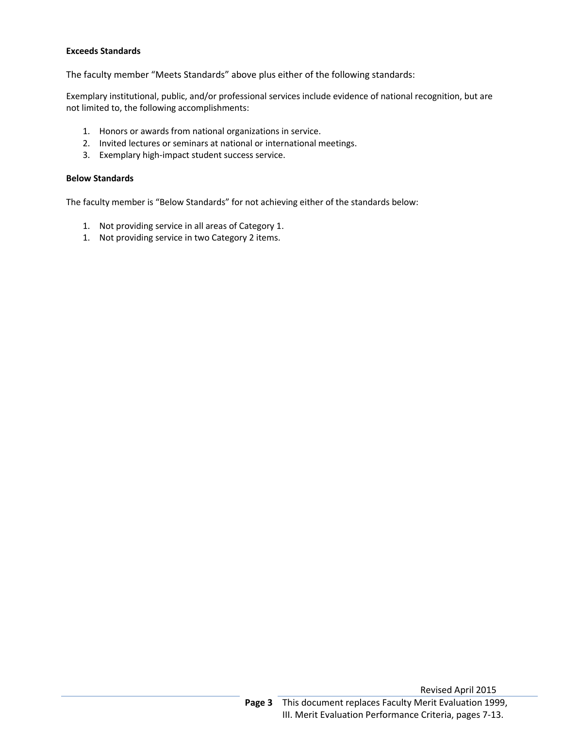**Exceeds Standards**

The faculty member "Meets Standards" above plus either of the following standards:

Exemplary institutional, public, and/or professional services include evidence of national recognition, but are not limited to, the following accomplishments:

1. Honors or awards from national organizations in service.
2. Invited lectures or seminars at national or international meetings.
3. Exemplary high-impact student success service.

**Below Standards**

The faculty member is "Below Standards" for not achieving either of the standards below:

1. Not providing service in all areas of Category 1.
1. Not providing service in two Category 2 items.